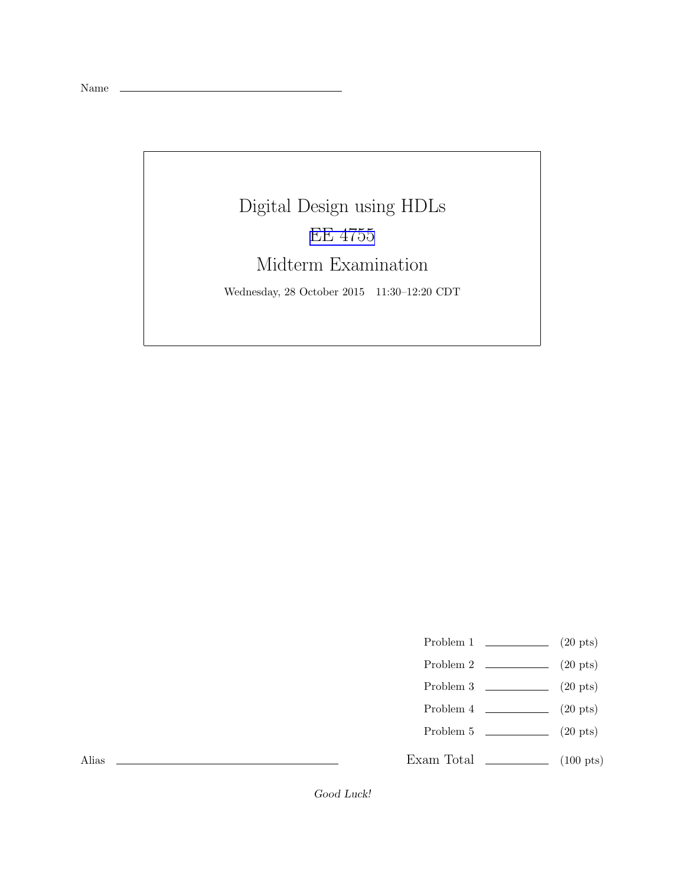Name ______________________________

# Digital Design using HDLs

## EE 4755

## Midterm Examination

Wednesday, 28 October 2015 11:30–12:20 CDT

| | | |
|---|---|---|
| Problem 1 | ______ | (20 pts) |
| Problem 2 | ______ | (20 pts) |
| Problem 3 | ______ | (20 pts) |
| Problem 4 | ______ | (20 pts) |
| Problem 5 | ______ | (20 pts) |
| Exam Total | ______ | (100 pts) |

Alias ______________________________

*Good Luck!*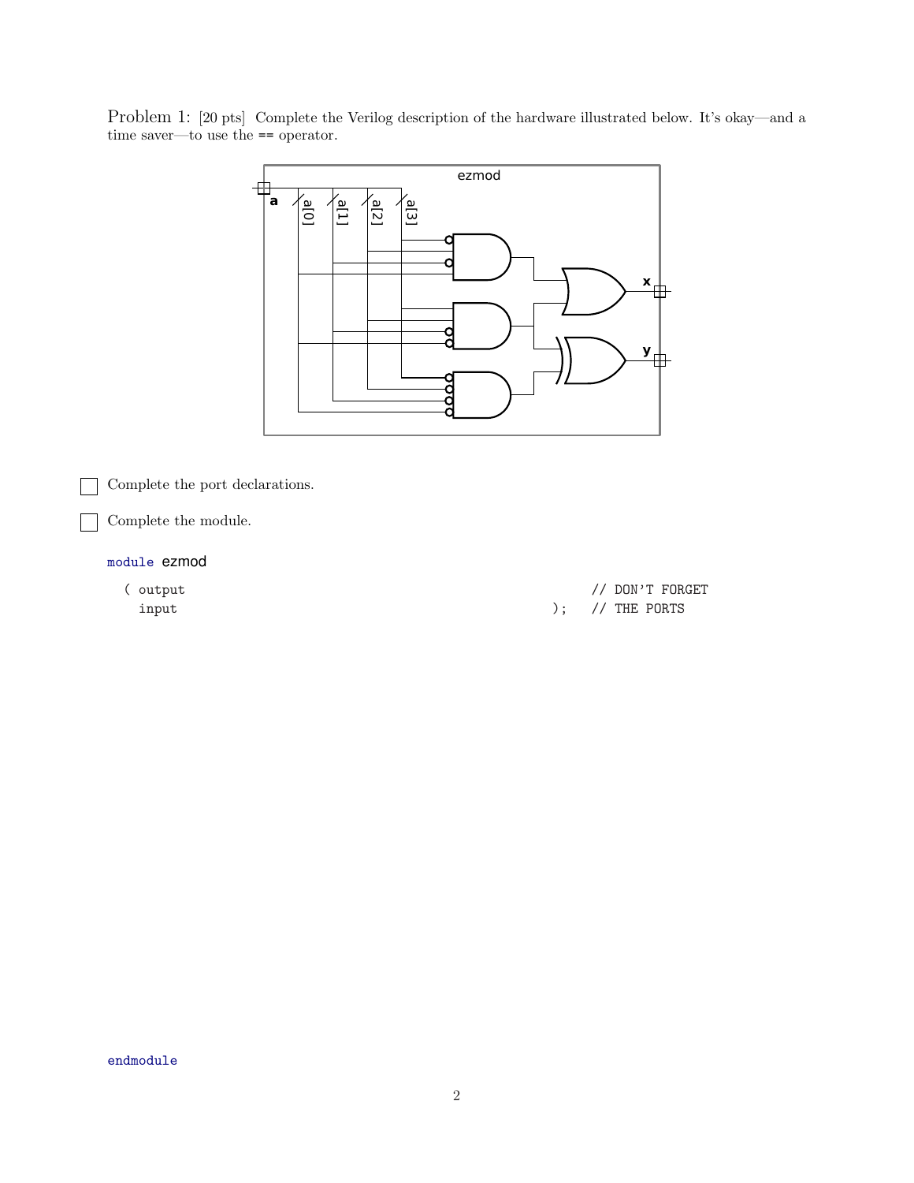Problem 1: [20 pts] Complete the Verilog description of the hardware illustrated below. It's okay—and a time saver—to use the == operator.

☐ Complete the port declarations.

☐ Complete the module.

```
module ezmod

  ( output                                                    // DON'T FORGET
    input                                               );    // THE PORTS









endmodule
```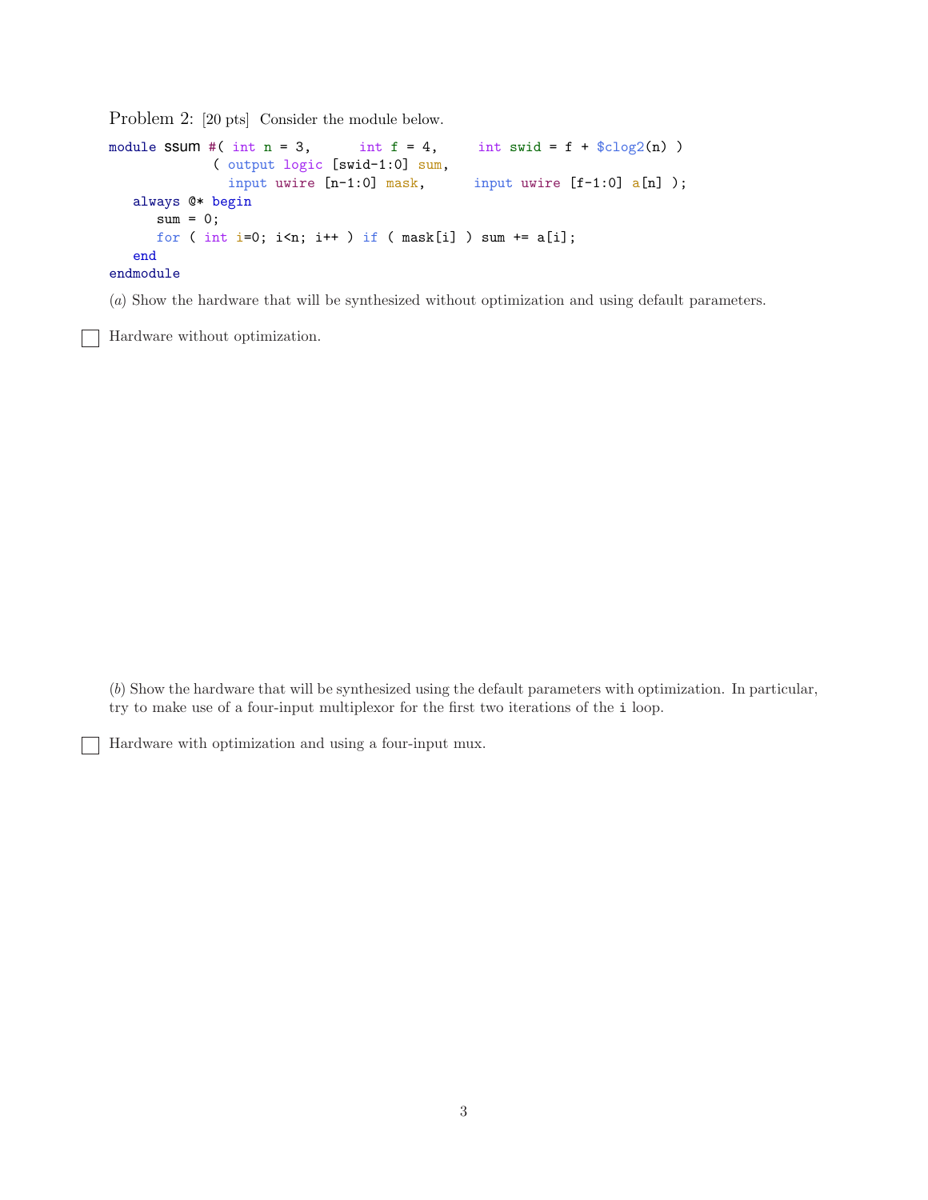Problem 2: [20 pts] Consider the module below.

```
module ssum #( int n = 3,      int f = 4,     int swid = f + $clog2(n) )
            ( output logic [swid-1:0] sum,
              input uwire [n-1:0] mask,      input uwire [f-1:0] a[n] );
   always @* begin
      sum = 0;
      for ( int i=0; i<n; i++ ) if ( mask[i] ) sum += a[i];
   end
endmodule
```

(*a*) Show the hardware that will be synthesized without optimization and using default parameters.

☐ Hardware without optimization.

(*b*) Show the hardware that will be synthesized using the default parameters with optimization. In particular, try to make use of a four-input multiplexor for the first two iterations of the `i` loop.

☐ Hardware with optimization and using a four-input mux.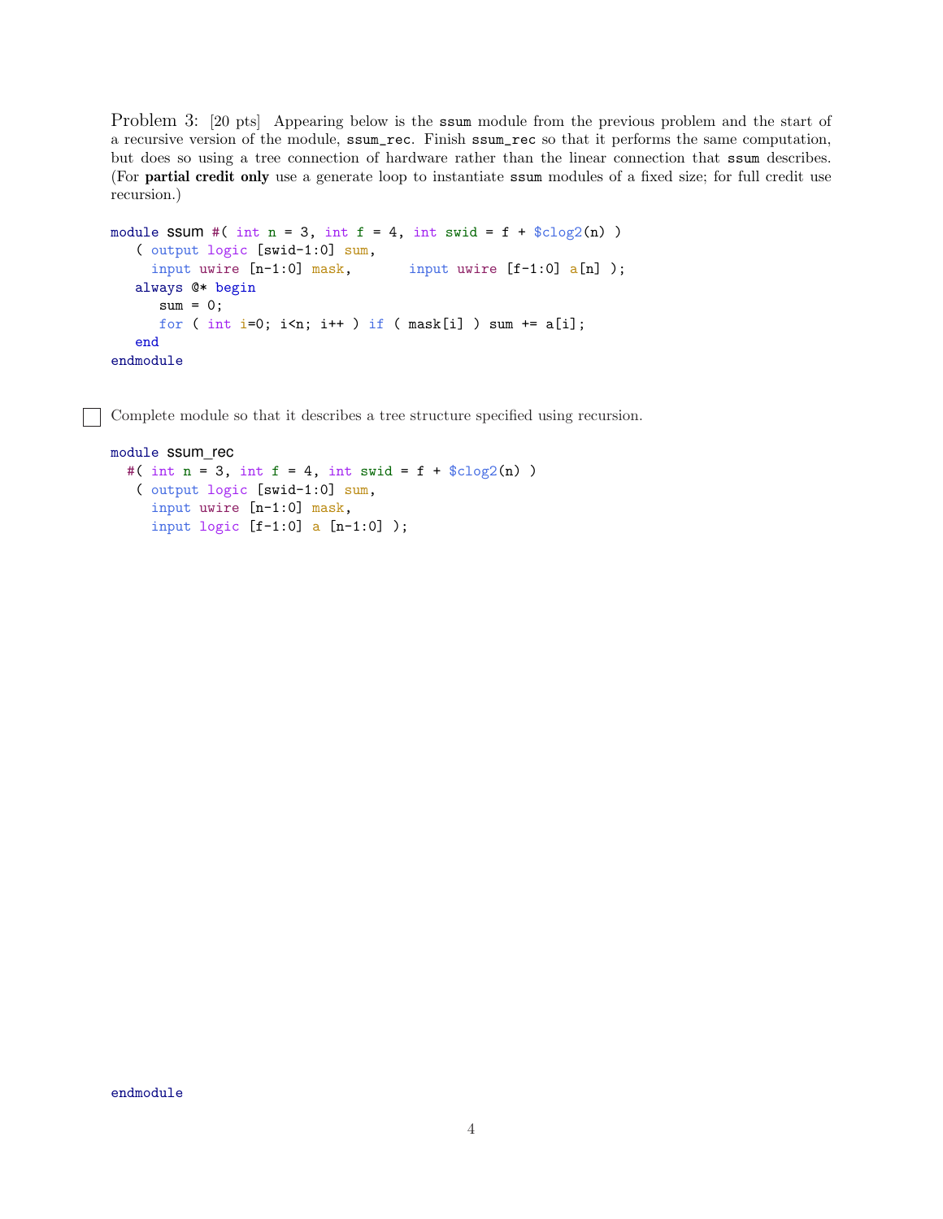Problem 3: [20 pts] Appearing below is the `ssum` module from the previous problem and the start of a recursive version of the module, `ssum_rec`. Finish `ssum_rec` so that it performs the same computation, but does so using a tree connection of hardware rather than the linear connection that `ssum` describes. (For **partial credit only** use a generate loop to instantiate `ssum` modules of a fixed size; for full credit use recursion.)

```
module ssum #( int n = 3, int f = 4, int swid = f + $clog2(n) )
   ( output logic [swid-1:0] sum,
     input uwire [n-1:0] mask,       input uwire [f-1:0] a[n] );
   always @* begin
      sum = 0;
      for ( int i=0; i<n; i++ ) if ( mask[i] ) sum += a[i];
   end
endmodule
```

☐ Complete module so that it describes a tree structure specified using recursion.

```
module ssum_rec
  #( int n = 3, int f = 4, int swid = f + $clog2(n) )
   ( output logic [swid-1:0] sum,
     input uwire [n-1:0] mask,
     input logic [f-1:0] a [n-1:0] );
















endmodule
```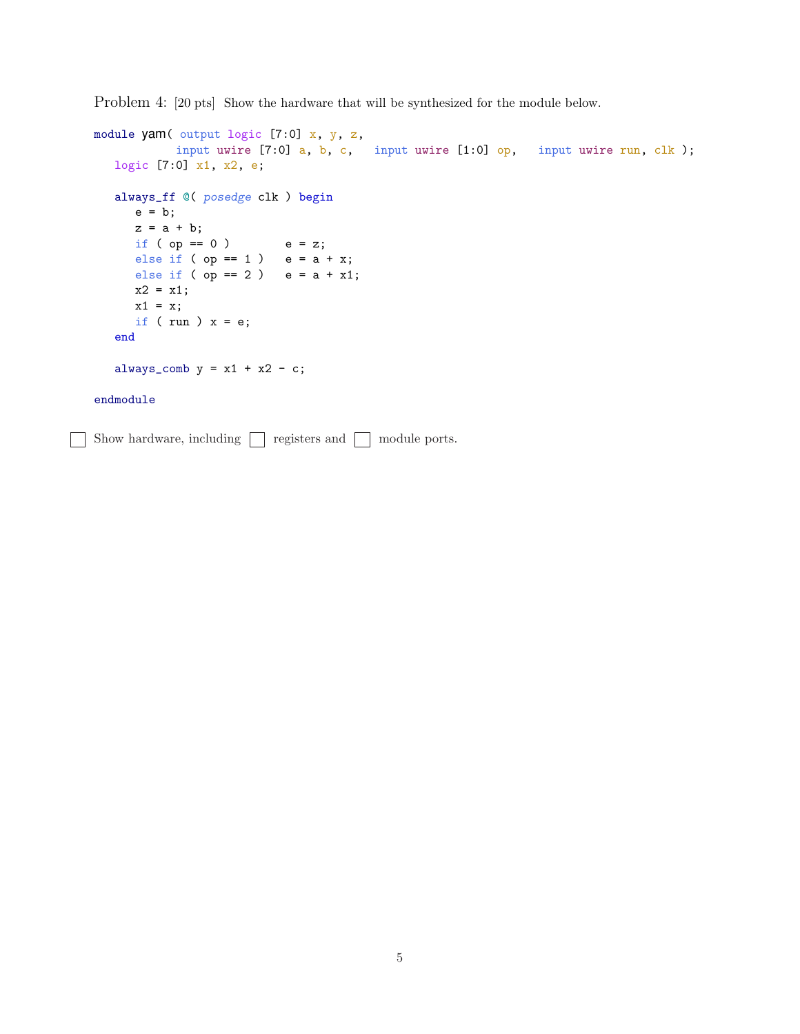Problem 4: [20 pts] Show the hardware that will be synthesized for the module below.

```
module yam( output logic [7:0] x, y, z,
            input uwire [7:0] a, b, c,   input uwire [1:0] op,   input uwire run, clk );
   logic [7:0] x1, x2, e;

   always_ff @( posedge clk ) begin
      e = b;
      z = a + b;
      if ( op == 0 )        e = z;
      else if ( op == 1 )   e = a + x;
      else if ( op == 2 )   e = a + x1;
      x2 = x1;
      x1 = x;
      if ( run ) x = e;
   end

   always_comb y = x1 + x2 - c;

endmodule
```

☐ Show hardware, including ☐ registers and ☐ module ports.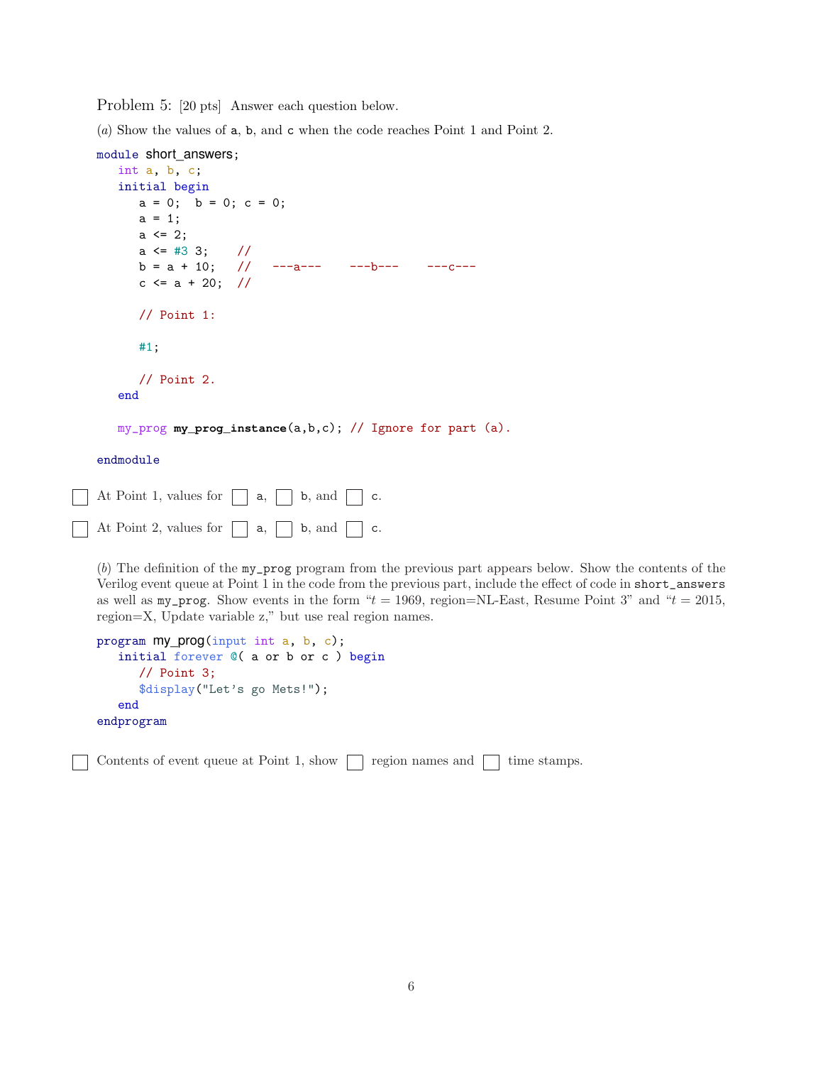Problem 5: [20 pts] Answer each question below.

(*a*) Show the values of a, b, and c when the code reaches Point 1 and Point 2.

```
module short_answers;
   int a, b, c;
   initial begin
      a = 0;  b = 0; c = 0;
      a = 1;
      a <= 2;
      a <= #3 3;    //
      b = a + 10;   //   ---a---    ---b---    ---c---
      c <= a + 20;  //

      // Point 1:

      #1;

      // Point 2.
   end

   my_prog my_prog_instance(a,b,c); // Ignore for part (a).

endmodule
```

☐ At Point 1, values for ☐ a, ☐ b, and ☐ c.

☐ At Point 2, values for ☐ a, ☐ b, and ☐ c.

(*b*) The definition of the my_prog program from the previous part appears below. Show the contents of the Verilog event queue at Point 1 in the code from the previous part, include the effect of code in short_answers as well as my_prog. Show events in the form "$t = 1969$, region=NL-East, Resume Point 3" and "$t = 2015$, region=X, Update variable z," but use real region names.

```
program my_prog(input int a, b, c);
   initial forever @( a or b or c ) begin
      // Point 3;
      $display("Let's go Mets!");
   end
endprogram
```

☐ Contents of event queue at Point 1, show ☐ region names and ☐ time stamps.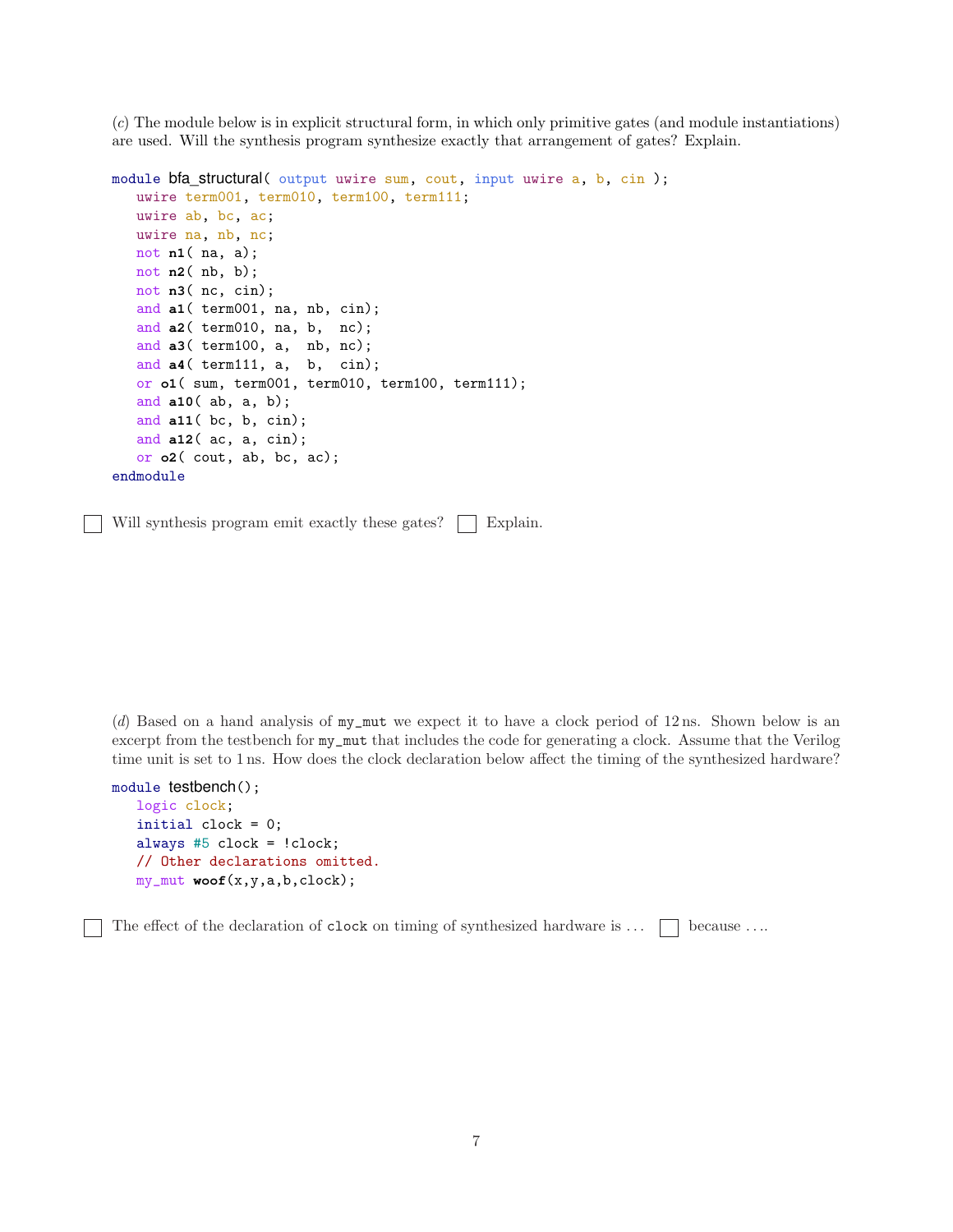(*c*) The module below is in explicit structural form, in which only primitive gates (and module instantiations) are used. Will the synthesis program synthesize exactly that arrangement of gates? Explain.

```
module bfa_structural( output uwire sum, cout, input uwire a, b, cin );
   uwire term001, term010, term100, term111;
   uwire ab, bc, ac;
   uwire na, nb, nc;
   not n1( na, a);
   not n2( nb, b);
   not n3( nc, cin);
   and a1( term001, na, nb, cin);
   and a2( term010, na, b,  nc);
   and a3( term100, a,  nb, nc);
   and a4( term111, a,  b,  cin);
   or o1( sum, term001, term010, term100, term111);
   and a10( ab, a, b);
   and a11( bc, b, cin);
   and a12( ac, a, cin);
   or o2( cout, ab, bc, ac);
endmodule
```

☐ Will synthesis program emit exactly these gates? ☐ Explain.

(*d*) Based on a hand analysis of `my_mut` we expect it to have a clock period of 12 ns. Shown below is an excerpt from the testbench for `my_mut` that includes the code for generating a clock. Assume that the Verilog time unit is set to 1 ns. How does the clock declaration below affect the timing of the synthesized hardware?

```
module testbench();
   logic clock;
   initial clock = 0;
   always #5 clock = !clock;
   // Other declarations omitted.
   my_mut woof(x,y,a,b,clock);
```

☐ The effect of the declaration of `clock` on timing of synthesized hardware is ... ☐ because ....